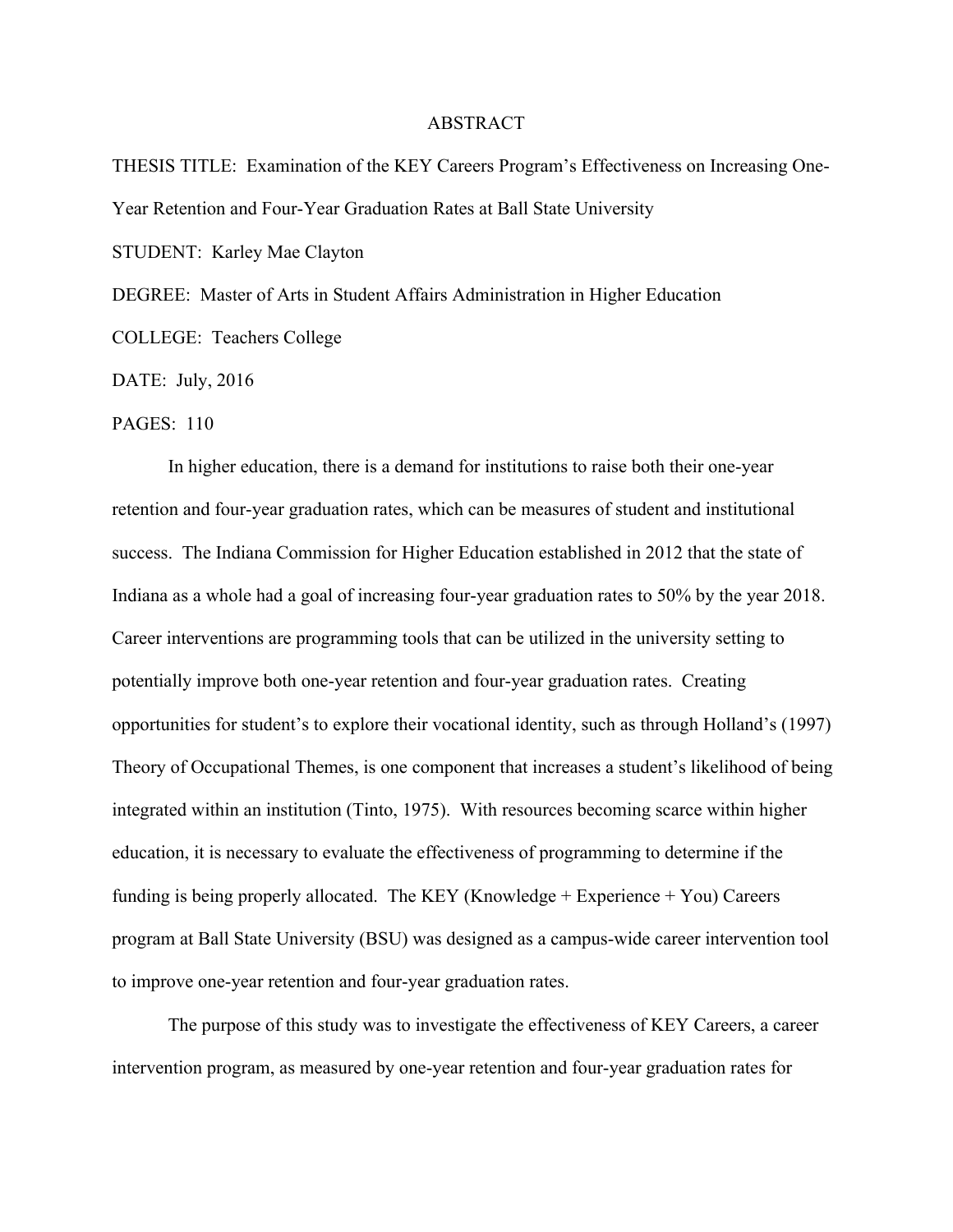# ABSTRACT

THESIS TITLE: Examination of the KEY Careers Program's Effectiveness on Increasing One-Year Retention and Four-Year Graduation Rates at Ball State University

STUDENT: Karley Mae Clayton

DEGREE: Master of Arts in Student Affairs Administration in Higher Education

COLLEGE: Teachers College

DATE: July, 2016

PAGES: 110

In higher education, there is a demand for institutions to raise both their one-year retention and four-year graduation rates, which can be measures of student and institutional success. The Indiana Commission for Higher Education established in 2012 that the state of Indiana as a whole had a goal of increasing four-year graduation rates to 50% by the year 2018. Career interventions are programming tools that can be utilized in the university setting to potentially improve both one-year retention and four-year graduation rates. Creating opportunities for student's to explore their vocational identity, such as through Holland's (1997) Theory of Occupational Themes, is one component that increases a student's likelihood of being integrated within an institution (Tinto, 1975). With resources becoming scarce within higher education, it is necessary to evaluate the effectiveness of programming to determine if the funding is being properly allocated. The KEY (Knowledge + Experience + You) Careers program at Ball State University (BSU) was designed as a campus-wide career intervention tool to improve one-year retention and four-year graduation rates.

The purpose of this study was to investigate the effectiveness of KEY Careers, a career intervention program, as measured by one-year retention and four-year graduation rates for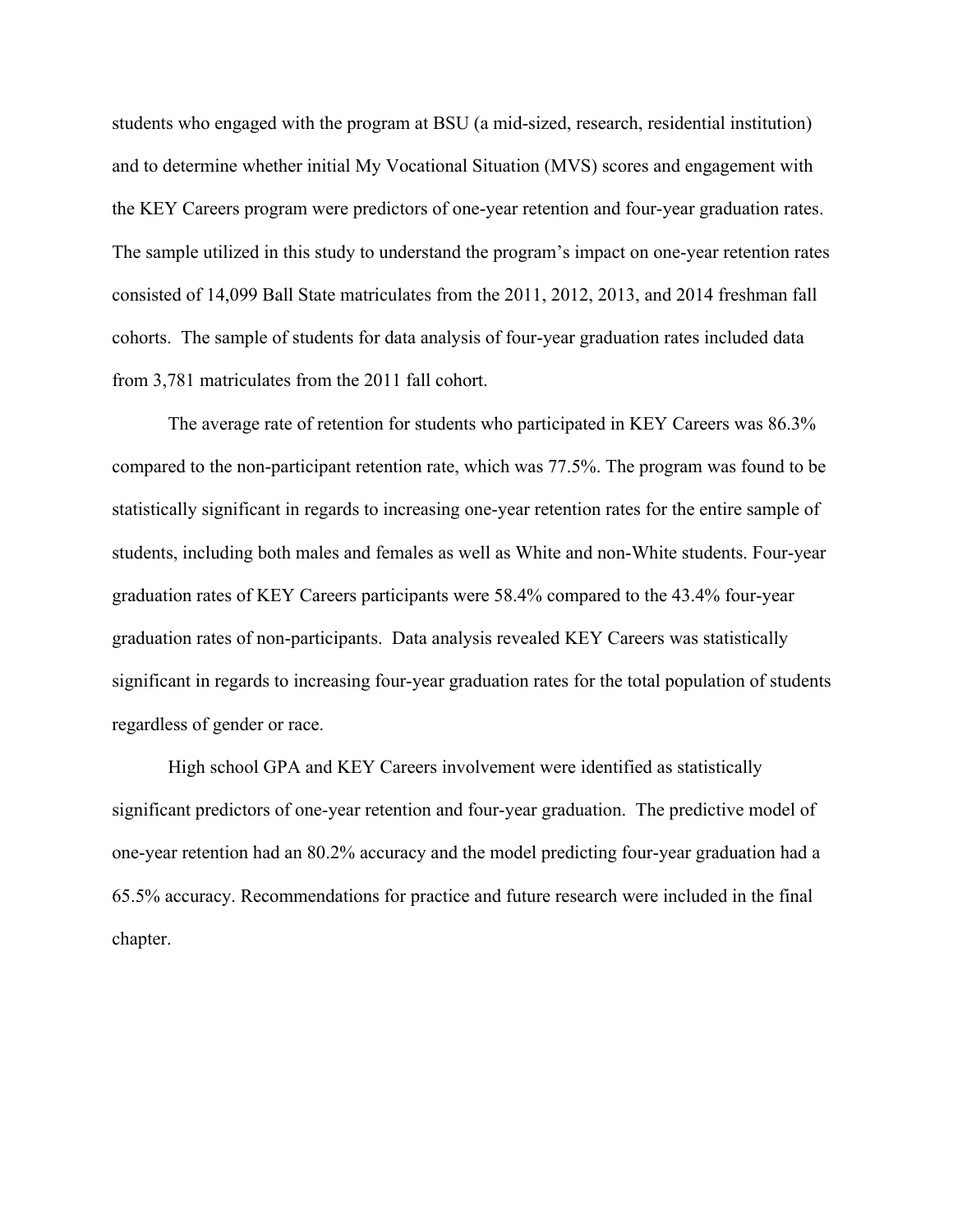students who engaged with the program at BSU (a mid-sized, research, residential institution) and to determine whether initial My Vocational Situation (MVS) scores and engagement with the KEY Careers program were predictors of one-year retention and four-year graduation rates. The sample utilized in this study to understand the program's impact on one-year retention rates consisted of 14,099 Ball State matriculates from the 2011, 2012, 2013, and 2014 freshman fall cohorts. The sample of students for data analysis of four-year graduation rates included data from 3,781 matriculates from the 2011 fall cohort.

The average rate of retention for students who participated in KEY Careers was 86.3% compared to the non-participant retention rate, which was 77.5%. The program was found to be statistically significant in regards to increasing one-year retention rates for the entire sample of students, including both males and females as well as White and non-White students. Four-year graduation rates of KEY Careers participants were 58.4% compared to the 43.4% four-year graduation rates of non-participants. Data analysis revealed KEY Careers was statistically significant in regards to increasing four-year graduation rates for the total population of students regardless of gender or race.

High school GPA and KEY Careers involvement were identified as statistically significant predictors of one-year retention and four-year graduation. The predictive model of one-year retention had an 80.2% accuracy and the model predicting four-year graduation had a 65.5% accuracy. Recommendations for practice and future research were included in the final chapter.